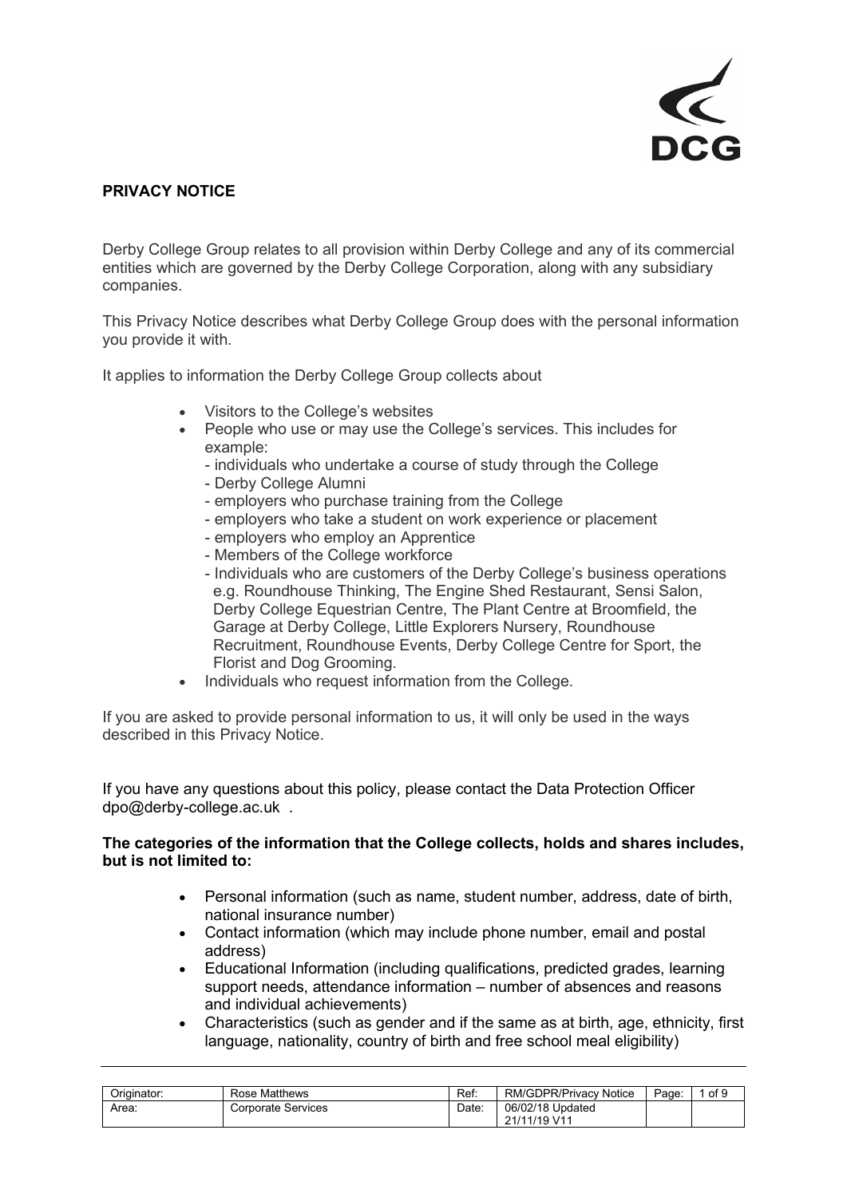## PRIVACY NOTICE

Derby College Group relates to all provision within Derby College and any of its commercial entities which are governed by the Derby College Corporation, along with any subsidiary companies.

This Privacy Notice describes what Derby College Group does with the personal information you provide it with.

It applies to information the Derby College Group collects about

- Visitors to the College's websites
- People who use or may use the College's services. This includes for example:
  - individuals who undertake a course of study through the College
  - Derby College Alumni
  - employers who purchase training from the College
  - employers who take a student on work experience or placement
  - employers who employ an Apprentice
  - Members of the College workforce
  - Individuals who are customers of the Derby College's business operations e.g. Roundhouse Thinking, The Engine Shed Restaurant, Sensi Salon, Derby College Equestrian Centre, The Plant Centre at Broomfield, the Garage at Derby College, Little Explorers Nursery, Roundhouse Recruitment, Roundhouse Events, Derby College Centre for Sport, the Florist and Dog Grooming.
- Individuals who request information from the College.

If you are asked to provide personal information to us, it will only be used in the ways described in this Privacy Notice.

If you have any questions about this policy, please contact the Data Protection Officer dpo@derby-college.ac.uk .

**The categories of the information that the College collects, holds and shares includes, but is not limited to:**

- Personal information (such as name, student number, address, date of birth, national insurance number)
- Contact information (which may include phone number, email and postal address)
- Educational Information (including qualifications, predicted grades, learning support needs, attendance information – number of absences and reasons and individual achievements)
- Characteristics (such as gender and if the same as at birth, age, ethnicity, first language, nationality, country of birth and free school meal eligibility)

| Originator: | Rose Matthews | Ref: | RM/GDPR/Privacy Notice |
|---|---|---|---|
| Area: | Corporate Services | Date: | 06/02/18 Updated 21/11/19 V11 |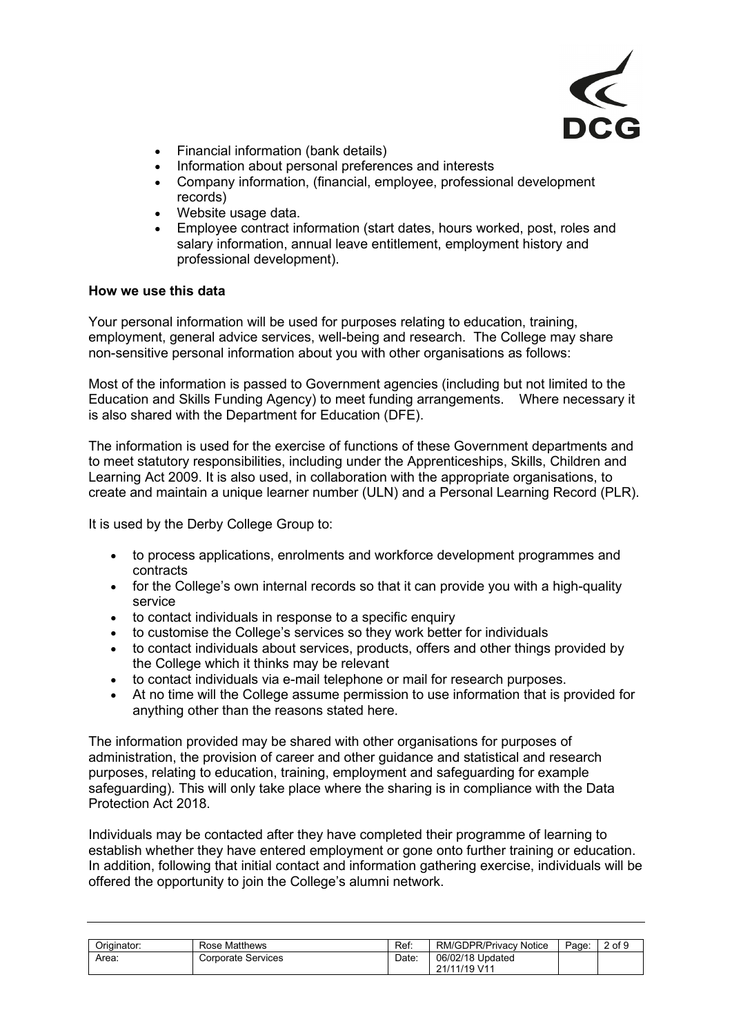- Financial information (bank details)
- Information about personal preferences and interests
- Company information, (financial, employee, professional development records)
- Website usage data.
- Employee contract information (start dates, hours worked, post, roles and salary information, annual leave entitlement, employment history and professional development).

**How we use this data**

Your personal information will be used for purposes relating to education, training, employment, general advice services, well-being and research. The College may share non-sensitive personal information about you with other organisations as follows:

Most of the information is passed to Government agencies (including but not limited to the Education and Skills Funding Agency) to meet funding arrangements. Where necessary it is also shared with the Department for Education (DFE).

The information is used for the exercise of functions of these Government departments and to meet statutory responsibilities, including under the Apprenticeships, Skills, Children and Learning Act 2009. It is also used, in collaboration with the appropriate organisations, to create and maintain a unique learner number (ULN) and a Personal Learning Record (PLR).

It is used by the Derby College Group to:

- to process applications, enrolments and workforce development programmes and contracts
- for the College's own internal records so that it can provide you with a high-quality service
- to contact individuals in response to a specific enquiry
- to customise the College's services so they work better for individuals
- to contact individuals about services, products, offers and other things provided by the College which it thinks may be relevant
- to contact individuals via e-mail telephone or mail for research purposes.
- At no time will the College assume permission to use information that is provided for anything other than the reasons stated here.

The information provided may be shared with other organisations for purposes of administration, the provision of career and other guidance and statistical and research purposes, relating to education, training, employment and safeguarding for example safeguarding). This will only take place where the sharing is in compliance with the Data Protection Act 2018.

Individuals may be contacted after they have completed their programme of learning to establish whether they have entered employment or gone onto further training or education. In addition, following that initial contact and information gathering exercise, individuals will be offered the opportunity to join the College's alumni network.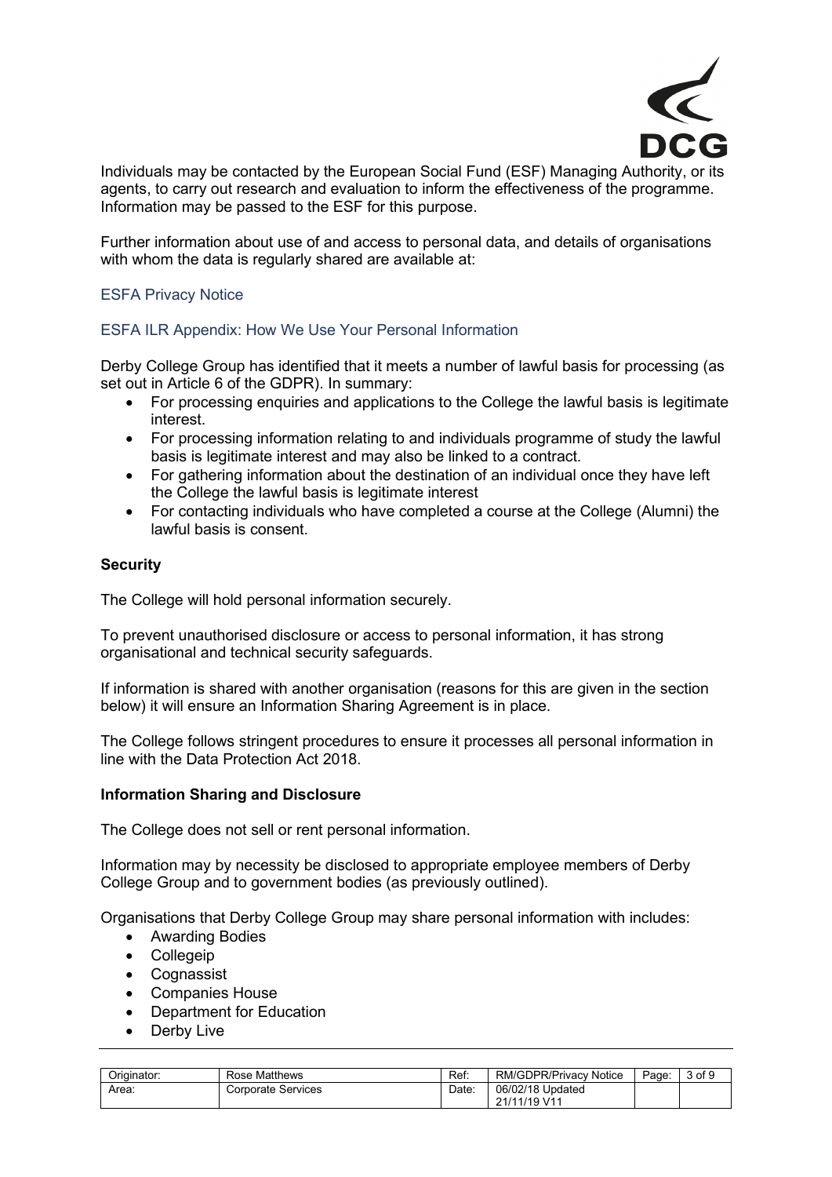Individuals may be contacted by the European Social Fund (ESF) Managing Authority, or its agents, to carry out research and evaluation to inform the effectiveness of the programme. Information may be passed to the ESF for this purpose.

Further information about use of and access to personal data, and details of organisations with whom the data is regularly shared are available at:

ESFA Privacy Notice

ESFA ILR Appendix: How We Use Your Personal Information

Derby College Group has identified that it meets a number of lawful basis for processing (as set out in Article 6 of the GDPR). In summary:

- For processing enquiries and applications to the College the lawful basis is legitimate interest.
- For processing information relating to and individuals programme of study the lawful basis is legitimate interest and may also be linked to a contract.
- For gathering information about the destination of an individual once they have left the College the lawful basis is legitimate interest
- For contacting individuals who have completed a course at the College (Alumni) the lawful basis is consent.

**Security**

The College will hold personal information securely.

To prevent unauthorised disclosure or access to personal information, it has strong organisational and technical security safeguards.

If information is shared with another organisation (reasons for this are given in the section below) it will ensure an Information Sharing Agreement is in place.

The College follows stringent procedures to ensure it processes all personal information in line with the Data Protection Act 2018.

**Information Sharing and Disclosure**

The College does not sell or rent personal information.

Information may by necessity be disclosed to appropriate employee members of Derby College Group and to government bodies (as previously outlined).

Organisations that Derby College Group may share personal information with includes:

- Awarding Bodies
- Collegeip
- Cognassist
- Companies House
- Department for Education
- Derby Live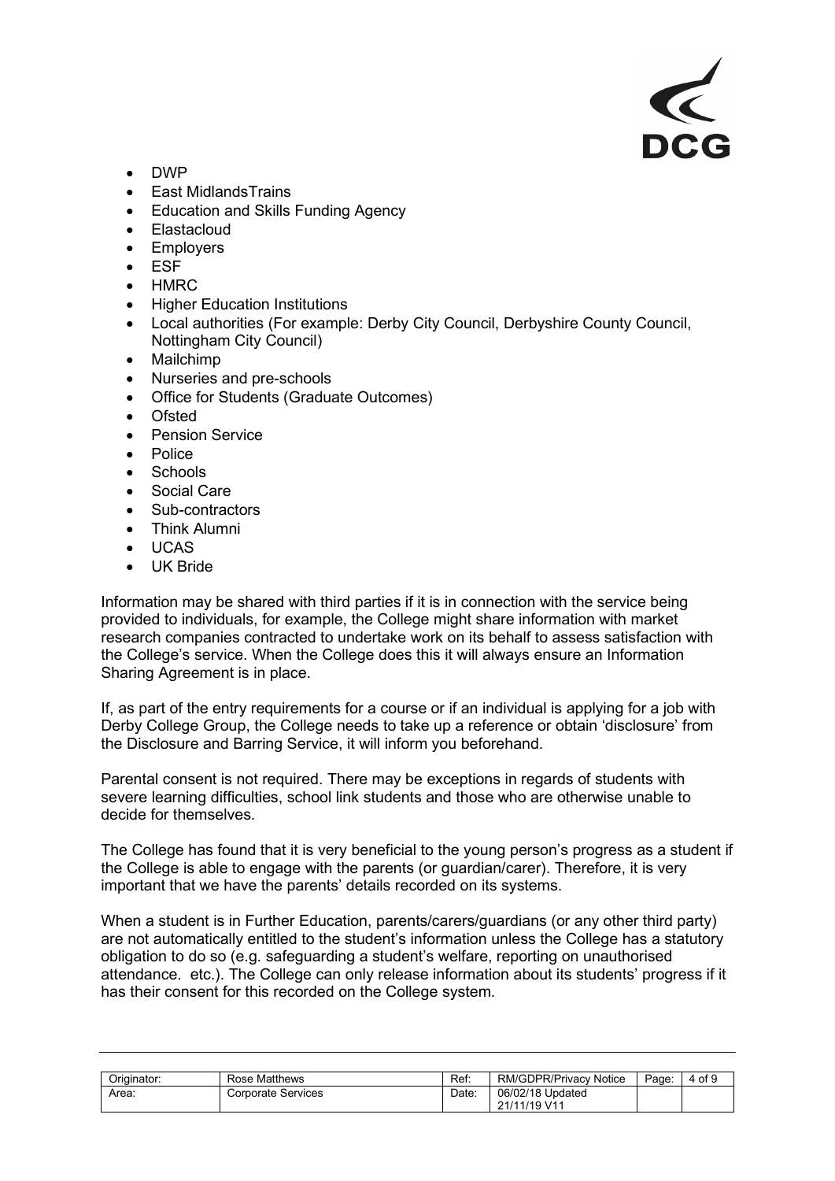- DWP
- East MidlandsTrains
- Education and Skills Funding Agency
- Elastacloud
- Employers
- ESF
- HMRC
- Higher Education Institutions
- Local authorities (For example: Derby City Council, Derbyshire County Council, Nottingham City Council)
- Mailchimp
- Nurseries and pre-schools
- Office for Students (Graduate Outcomes)
- Ofsted
- Pension Service
- Police
- Schools
- Social Care
- Sub-contractors
- Think Alumni
- UCAS
- UK Bride

Information may be shared with third parties if it is in connection with the service being provided to individuals, for example, the College might share information with market research companies contracted to undertake work on its behalf to assess satisfaction with the College's service. When the College does this it will always ensure an Information Sharing Agreement is in place.

If, as part of the entry requirements for a course or if an individual is applying for a job with Derby College Group, the College needs to take up a reference or obtain 'disclosure' from the Disclosure and Barring Service, it will inform you beforehand.

Parental consent is not required. There may be exceptions in regards of students with severe learning difficulties, school link students and those who are otherwise unable to decide for themselves.

The College has found that it is very beneficial to the young person's progress as a student if the College is able to engage with the parents (or guardian/carer). Therefore, it is very important that we have the parents' details recorded on its systems.

When a student is in Further Education, parents/carers/guardians (or any other third party) are not automatically entitled to the student's information unless the College has a statutory obligation to do so (e.g. safeguarding a student's welfare, reporting on unauthorised attendance. etc.). The College can only release information about its students' progress if it has their consent for this recorded on the College system.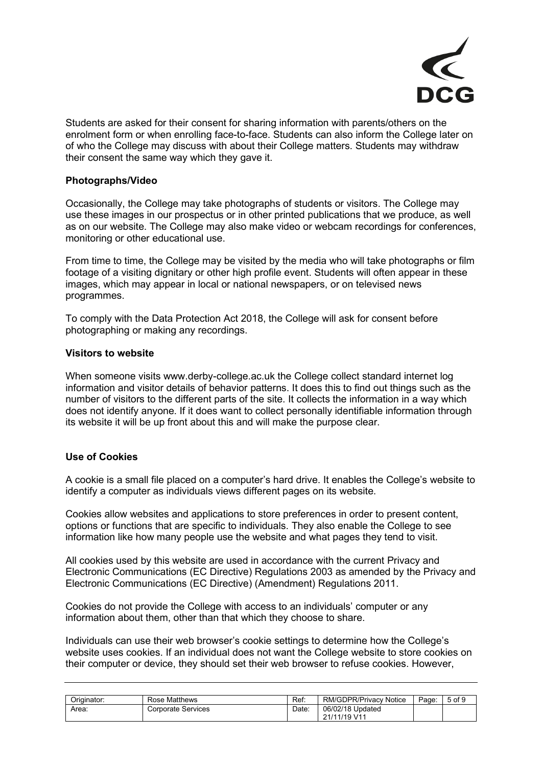Students are asked for their consent for sharing information with parents/others on the enrolment form or when enrolling face-to-face. Students can also inform the College later on of who the College may discuss with about their College matters. Students may withdraw their consent the same way which they gave it.

**Photographs/Video**

Occasionally, the College may take photographs of students or visitors. The College may use these images in our prospectus or in other printed publications that we produce, as well as on our website. The College may also make video or webcam recordings for conferences, monitoring or other educational use.

From time to time, the College may be visited by the media who will take photographs or film footage of a visiting dignitary or other high profile event. Students will often appear in these images, which may appear in local or national newspapers, or on televised news programmes.

To comply with the Data Protection Act 2018, the College will ask for consent before photographing or making any recordings.

**Visitors to website**

When someone visits www.derby-college.ac.uk the College collect standard internet log information and visitor details of behavior patterns. It does this to find out things such as the number of visitors to the different parts of the site. It collects the information in a way which does not identify anyone. If it does want to collect personally identifiable information through its website it will be up front about this and will make the purpose clear.

**Use of Cookies**

A cookie is a small file placed on a computer's hard drive. It enables the College's website to identify a computer as individuals views different pages on its website.

Cookies allow websites and applications to store preferences in order to present content, options or functions that are specific to individuals. They also enable the College to see information like how many people use the website and what pages they tend to visit.

All cookies used by this website are used in accordance with the current Privacy and Electronic Communications (EC Directive) Regulations 2003 as amended by the Privacy and Electronic Communications (EC Directive) (Amendment) Regulations 2011.

Cookies do not provide the College with access to an individuals' computer or any information about them, other than that which they choose to share.

Individuals can use their web browser's cookie settings to determine how the College's website uses cookies. If an individual does not want the College website to store cookies on their computer or device, they should set their web browser to refuse cookies. However,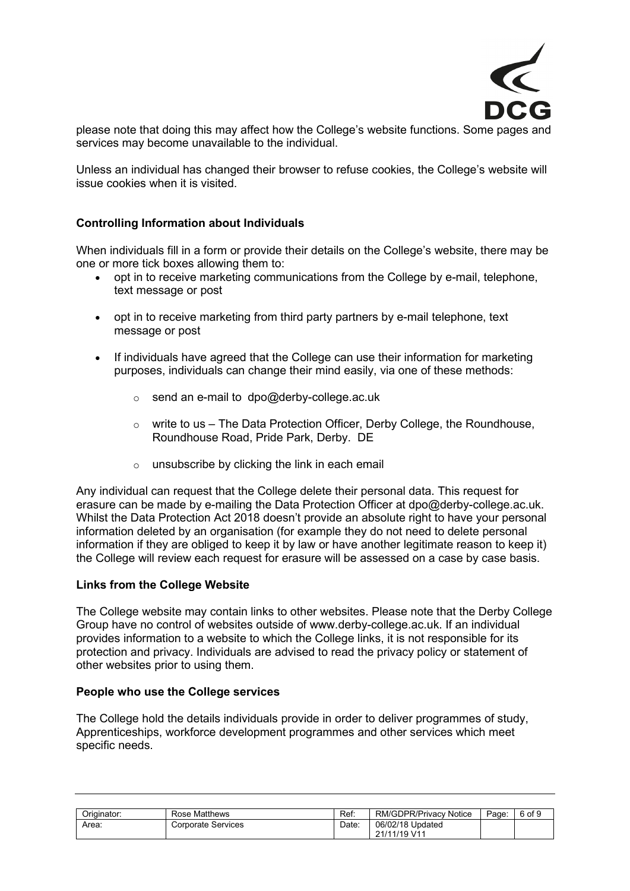please note that doing this may affect how the College's website functions. Some pages and services may become unavailable to the individual.

Unless an individual has changed their browser to refuse cookies, the College's website will issue cookies when it is visited.

**Controlling Information about Individuals**

When individuals fill in a form or provide their details on the College's website, there may be one or more tick boxes allowing them to:

- opt in to receive marketing communications from the College by e-mail, telephone, text message or post
- opt in to receive marketing from third party partners by e-mail telephone, text message or post
- If individuals have agreed that the College can use their information for marketing purposes, individuals can change their mind easily, via one of these methods:
  - send an e-mail to dpo@derby-college.ac.uk
  - write to us – The Data Protection Officer, Derby College, the Roundhouse, Roundhouse Road, Pride Park, Derby. DE
  - unsubscribe by clicking the link in each email

Any individual can request that the College delete their personal data. This request for erasure can be made by e-mailing the Data Protection Officer at dpo@derby-college.ac.uk. Whilst the Data Protection Act 2018 doesn't provide an absolute right to have your personal information deleted by an organisation (for example they do not need to delete personal information if they are obliged to keep it by law or have another legitimate reason to keep it) the College will review each request for erasure will be assessed on a case by case basis.

**Links from the College Website**

The College website may contain links to other websites. Please note that the Derby College Group have no control of websites outside of www.derby-college.ac.uk. If an individual provides information to a website to which the College links, it is not responsible for its protection and privacy. Individuals are advised to read the privacy policy or statement of other websites prior to using them.

**People who use the College services**

The College hold the details individuals provide in order to deliver programmes of study, Apprenticeships, workforce development programmes and other services which meet specific needs.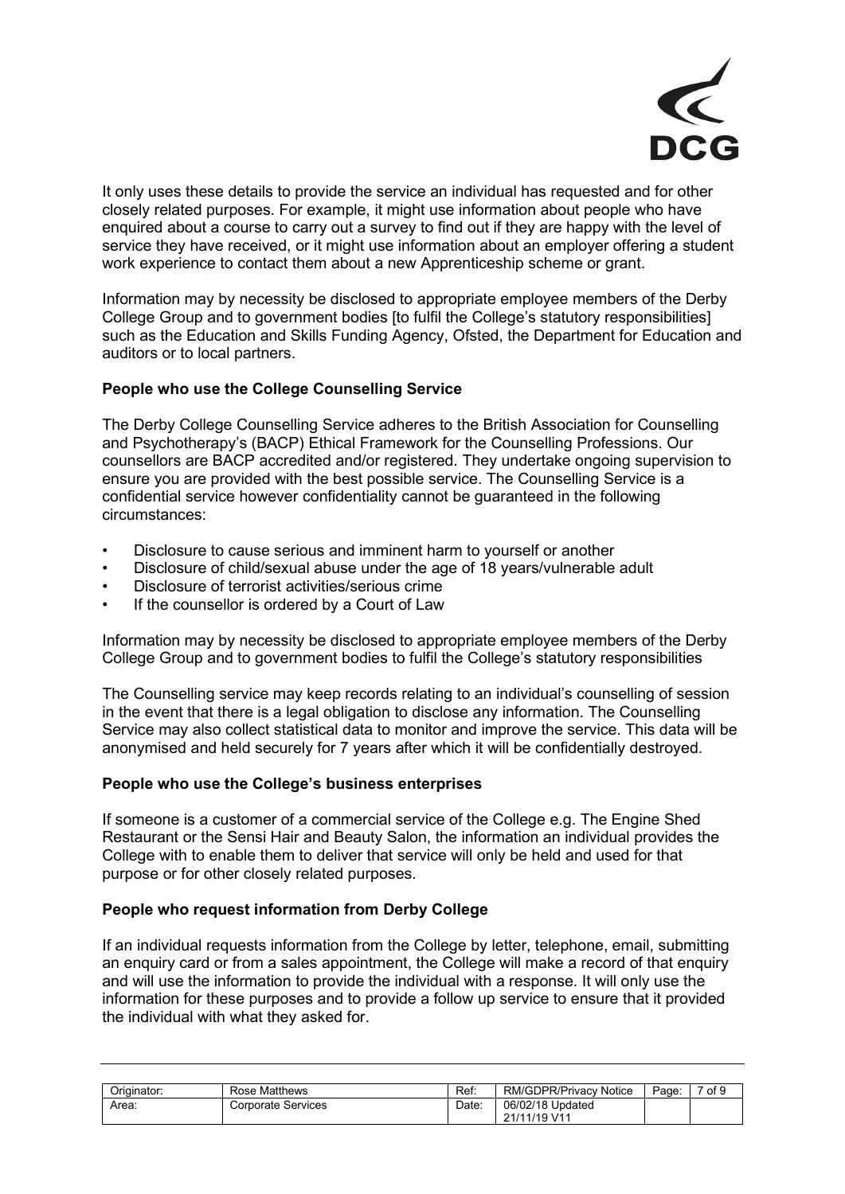It only uses these details to provide the service an individual has requested and for other closely related purposes. For example, it might use information about people who have enquired about a course to carry out a survey to find out if they are happy with the level of service they have received, or it might use information about an employer offering a student work experience to contact them about a new Apprenticeship scheme or grant.

Information may by necessity be disclosed to appropriate employee members of the Derby College Group and to government bodies [to fulfil the College's statutory responsibilities] such as the Education and Skills Funding Agency, Ofsted, the Department for Education and auditors or to local partners.

**People who use the College Counselling Service**

The Derby College Counselling Service adheres to the British Association for Counselling and Psychotherapy's (BACP) Ethical Framework for the Counselling Professions. Our counsellors are BACP accredited and/or registered. They undertake ongoing supervision to ensure you are provided with the best possible service. The Counselling Service is a confidential service however confidentiality cannot be guaranteed in the following circumstances:

- Disclosure to cause serious and imminent harm to yourself or another
- Disclosure of child/sexual abuse under the age of 18 years/vulnerable adult
- Disclosure of terrorist activities/serious crime
- If the counsellor is ordered by a Court of Law

Information may by necessity be disclosed to appropriate employee members of the Derby College Group and to government bodies to fulfil the College's statutory responsibilities

The Counselling service may keep records relating to an individual's counselling of session in the event that there is a legal obligation to disclose any information. The Counselling Service may also collect statistical data to monitor and improve the service. This data will be anonymised and held securely for 7 years after which it will be confidentially destroyed.

**People who use the College's business enterprises**

If someone is a customer of a commercial service of the College e.g. The Engine Shed Restaurant or the Sensi Hair and Beauty Salon, the information an individual provides the College with to enable them to deliver that service will only be held and used for that purpose or for other closely related purposes.

**People who request information from Derby College**

If an individual requests information from the College by letter, telephone, email, submitting an enquiry card or from a sales appointment, the College will make a record of that enquiry and will use the information to provide the individual with a response. It will only use the information for these purposes and to provide a follow up service to ensure that it provided the individual with what they asked for.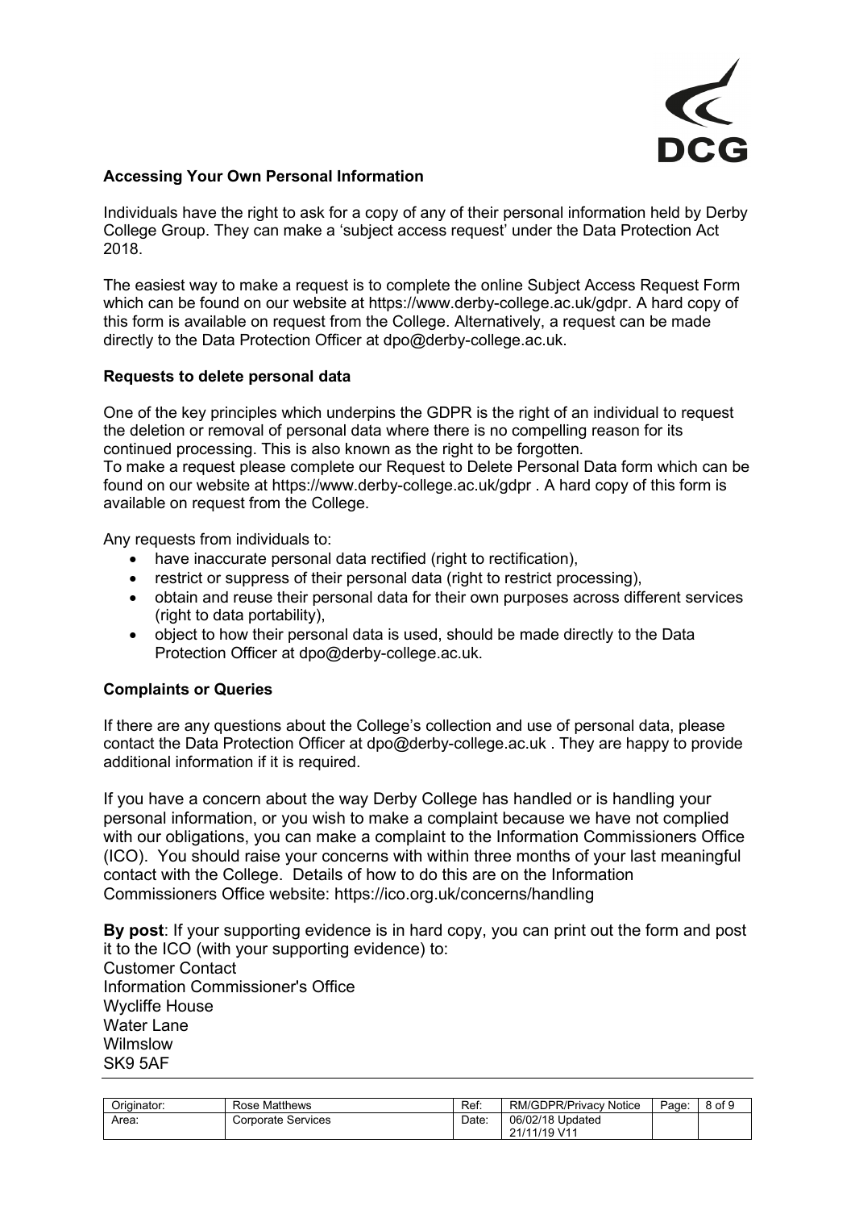### Accessing Your Own Personal Information

Individuals have the right to ask for a copy of any of their personal information held by Derby College Group. They can make a 'subject access request' under the Data Protection Act 2018.

The easiest way to make a request is to complete the online Subject Access Request Form which can be found on our website at https://www.derby-college.ac.uk/gdpr. A hard copy of this form is available on request from the College. Alternatively, a request can be made directly to the Data Protection Officer at dpo@derby-college.ac.uk.

### Requests to delete personal data

One of the key principles which underpins the GDPR is the right of an individual to request the deletion or removal of personal data where there is no compelling reason for its continued processing. This is also known as the right to be forgotten.
To make a request please complete our Request to Delete Personal Data form which can be found on our website at https://www.derby-college.ac.uk/gdpr . A hard copy of this form is available on request from the College.

Any requests from individuals to:

- have inaccurate personal data rectified (right to rectification),
- restrict or suppress of their personal data (right to restrict processing),
- obtain and reuse their personal data for their own purposes across different services (right to data portability),
- object to how their personal data is used, should be made directly to the Data Protection Officer at dpo@derby-college.ac.uk.

### Complaints or Queries

If there are any questions about the College's collection and use of personal data, please contact the Data Protection Officer at dpo@derby-college.ac.uk . They are happy to provide additional information if it is required.

If you have a concern about the way Derby College has handled or is handling your personal information, or you wish to make a complaint because we have not complied with our obligations, you can make a complaint to the Information Commissioners Office (ICO). You should raise your concerns with within three months of your last meaningful contact with the College. Details of how to do this are on the Information Commissioners Office website: https://ico.org.uk/concerns/handling

**By post**: If your supporting evidence is in hard copy, you can print out the form and post it to the ICO (with your supporting evidence) to:
Customer Contact
Information Commissioner's Office
Wycliffe House
Water Lane
Wilmslow
SK9 5AF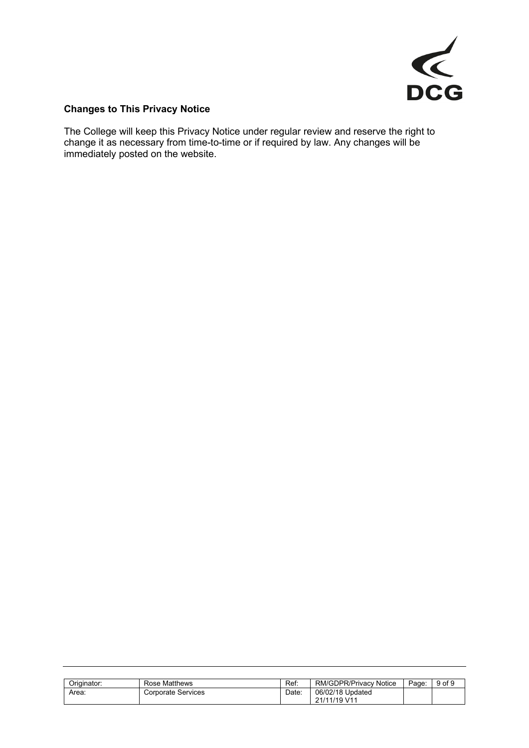## Changes to This Privacy Notice

The College will keep this Privacy Notice under regular review and reserve the right to change it as necessary from time-to-time or if required by law. Any changes will be immediately posted on the website.